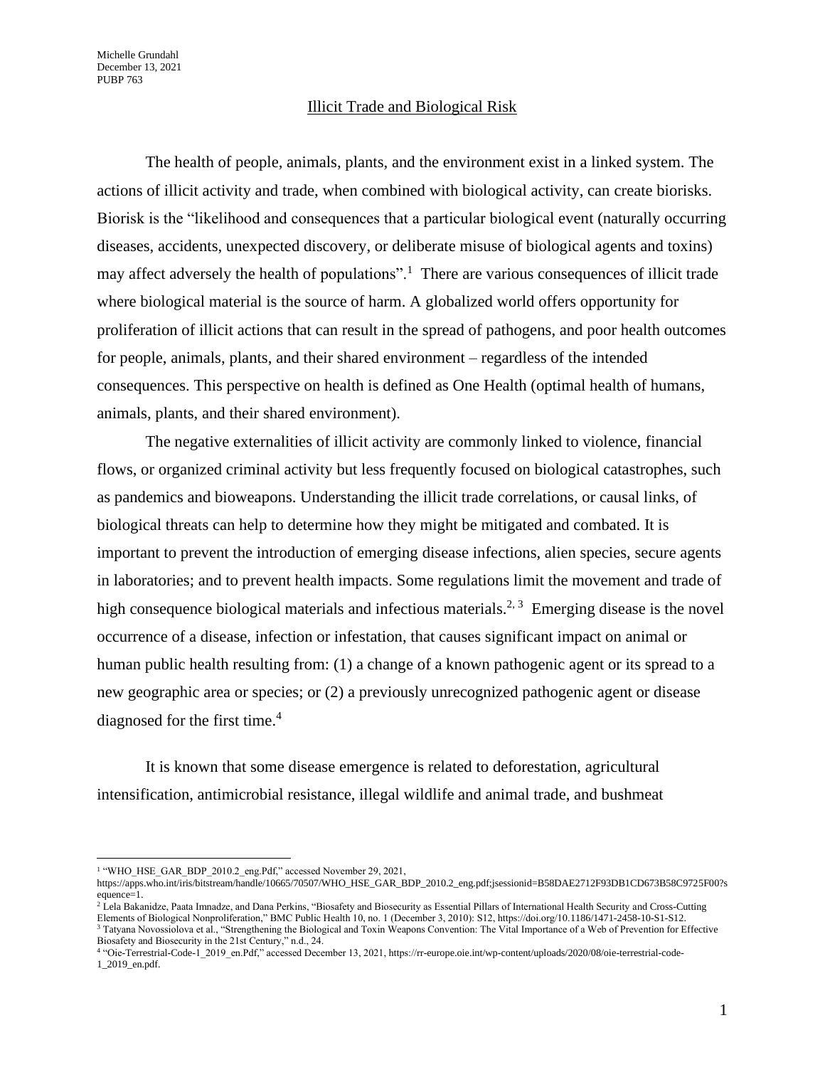Michelle Grundahl
December 13, 2021
PUBP 763

# Illicit Trade and Biological Risk

The health of people, animals, plants, and the environment exist in a linked system. The actions of illicit activity and trade, when combined with biological activity, can create biorisks. Biorisk is the "likelihood and consequences that a particular biological event (naturally occurring diseases, accidents, unexpected discovery, or deliberate misuse of biological agents and toxins) may affect adversely the health of populations".[1] There are various consequences of illicit trade where biological material is the source of harm. A globalized world offers opportunity for proliferation of illicit actions that can result in the spread of pathogens, and poor health outcomes for people, animals, plants, and their shared environment – regardless of the intended consequences. This perspective on health is defined as One Health (optimal health of humans, animals, plants, and their shared environment).

The negative externalities of illicit activity are commonly linked to violence, financial flows, or organized criminal activity but less frequently focused on biological catastrophes, such as pandemics and bioweapons. Understanding the illicit trade correlations, or causal links, of biological threats can help to determine how they might be mitigated and combated. It is important to prevent the introduction of emerging disease infections, alien species, secure agents in laboratories; and to prevent health impacts. Some regulations limit the movement and trade of high consequence biological materials and infectious materials.[2, 3] Emerging disease is the novel occurrence of a disease, infection or infestation, that causes significant impact on animal or human public health resulting from: (1) a change of a known pathogenic agent or its spread to a new geographic area or species; or (2) a previously unrecognized pathogenic agent or disease diagnosed for the first time.[4]

It is known that some disease emergence is related to deforestation, agricultural intensification, antimicrobial resistance, illegal wildlife and animal trade, and bushmeat

---

[1] "WHO_HSE_GAR_BDP_2010.2_eng.Pdf," accessed November 29, 2021, https://apps.who.int/iris/bitstream/handle/10665/70507/WHO_HSE_GAR_BDP_2010.2_eng.pdf;jsessionid=B58DAE2712F93DB1CD673B58C9725F00?sequence=1.

[2] Lela Bakanidze, Paata Imnadze, and Dana Perkins, "Biosafety and Biosecurity as Essential Pillars of International Health Security and Cross-Cutting Elements of Biological Nonproliferation," BMC Public Health 10, no. 1 (December 3, 2010): S12, https://doi.org/10.1186/1471-2458-10-S1-S12.

[3] Tatyana Novossiolova et al., "Strengthening the Biological and Toxin Weapons Convention: The Vital Importance of a Web of Prevention for Effective Biosafety and Biosecurity in the 21st Century," n.d., 24.

[4] "Oie-Terrestrial-Code-1_2019_en.Pdf," accessed December 13, 2021, https://rr-europe.oie.int/wp-content/uploads/2020/08/oie-terrestrial-code-1_2019_en.pdf.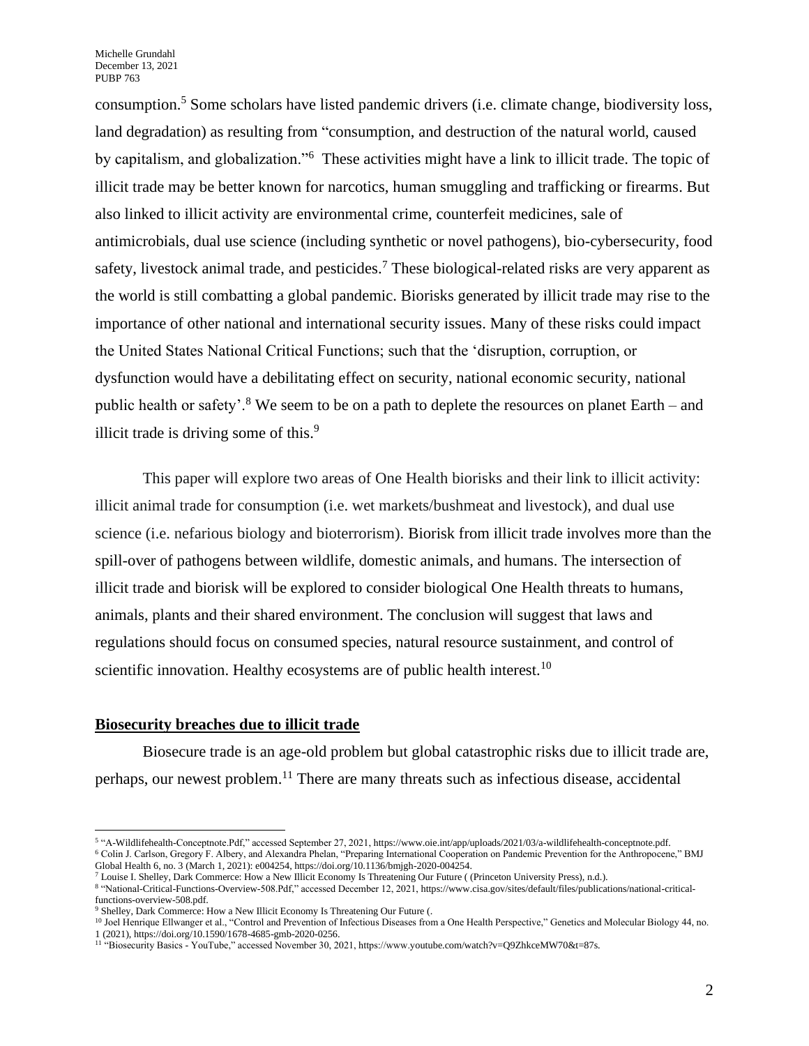consumption.[5] Some scholars have listed pandemic drivers (i.e. climate change, biodiversity loss, land degradation) as resulting from "consumption, and destruction of the natural world, caused by capitalism, and globalization."[6] These activities might have a link to illicit trade. The topic of illicit trade may be better known for narcotics, human smuggling and trafficking or firearms. But also linked to illicit activity are environmental crime, counterfeit medicines, sale of antimicrobials, dual use science (including synthetic or novel pathogens), bio-cybersecurity, food safety, livestock animal trade, and pesticides.[7] These biological-related risks are very apparent as the world is still combatting a global pandemic. Biorisks generated by illicit trade may rise to the importance of other national and international security issues. Many of these risks could impact the United States National Critical Functions; such that the 'disruption, corruption, or dysfunction would have a debilitating effect on security, national economic security, national public health or safety'.[8] We seem to be on a path to deplete the resources on planet Earth – and illicit trade is driving some of this.[9]

This paper will explore two areas of One Health biorisks and their link to illicit activity: illicit animal trade for consumption (i.e. wet markets/bushmeat and livestock), and dual use science (i.e. nefarious biology and bioterrorism). Biorisk from illicit trade involves more than the spill-over of pathogens between wildlife, domestic animals, and humans. The intersection of illicit trade and biorisk will be explored to consider biological One Health threats to humans, animals, plants and their shared environment. The conclusion will suggest that laws and regulations should focus on consumed species, natural resource sustainment, and control of scientific innovation. Healthy ecosystems are of public health interest.[10]

## Biosecurity breaches due to illicit trade

Biosecure trade is an age-old problem but global catastrophic risks due to illicit trade are, perhaps, our newest problem.[11] There are many threats such as infectious disease, accidental

---

[5] "A-Wildlifehealth-Conceptnote.Pdf," accessed September 27, 2021, https://www.oie.int/app/uploads/2021/03/a-wildlifehealth-conceptnote.pdf.

[6] Colin J. Carlson, Gregory F. Albery, and Alexandra Phelan, "Preparing International Cooperation on Pandemic Prevention for the Anthropocene," BMJ Global Health 6, no. 3 (March 1, 2021): e004254, https://doi.org/10.1136/bmjgh-2020-004254.

[7] Louise I. Shelley, Dark Commerce: How a New Illicit Economy Is Threatening Our Future ( (Princeton University Press), n.d.).

[8] "National-Critical-Functions-Overview-508.Pdf," accessed December 12, 2021, https://www.cisa.gov/sites/default/files/publications/national-critical-functions-overview-508.pdf.

[9] Shelley, Dark Commerce: How a New Illicit Economy Is Threatening Our Future (.

[10] Joel Henrique Ellwanger et al., "Control and Prevention of Infectious Diseases from a One Health Perspective," Genetics and Molecular Biology 44, no. 1 (2021), https://doi.org/10.1590/1678-4685-gmb-2020-0256.

[11] "Biosecurity Basics - YouTube," accessed November 30, 2021, https://www.youtube.com/watch?v=Q9ZhkceMW70&t=87s.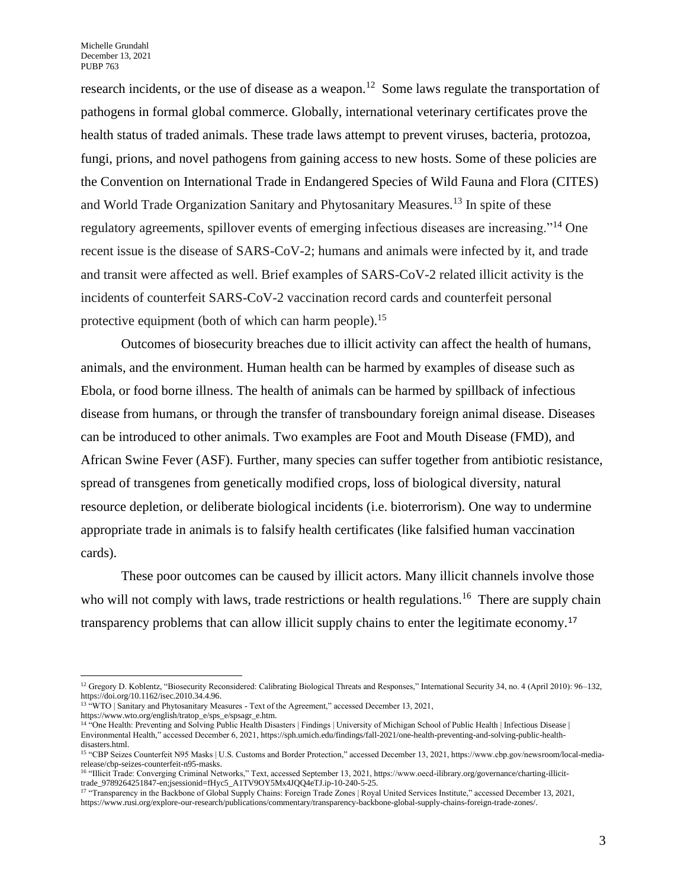research incidents, or the use of disease as a weapon.[12] Some laws regulate the transportation of pathogens in formal global commerce. Globally, international veterinary certificates prove the health status of traded animals. These trade laws attempt to prevent viruses, bacteria, protozoa, fungi, prions, and novel pathogens from gaining access to new hosts. Some of these policies are the Convention on International Trade in Endangered Species of Wild Fauna and Flora (CITES) and World Trade Organization Sanitary and Phytosanitary Measures.[13] In spite of these regulatory agreements, spillover events of emerging infectious diseases are increasing."[14] One recent issue is the disease of SARS-CoV-2; humans and animals were infected by it, and trade and transit were affected as well. Brief examples of SARS-CoV-2 related illicit activity is the incidents of counterfeit SARS-CoV-2 vaccination record cards and counterfeit personal protective equipment (both of which can harm people).[15]

Outcomes of biosecurity breaches due to illicit activity can affect the health of humans, animals, and the environment. Human health can be harmed by examples of disease such as Ebola, or food borne illness. The health of animals can be harmed by spillback of infectious disease from humans, or through the transfer of transboundary foreign animal disease. Diseases can be introduced to other animals. Two examples are Foot and Mouth Disease (FMD), and African Swine Fever (ASF). Further, many species can suffer together from antibiotic resistance, spread of transgenes from genetically modified crops, loss of biological diversity, natural resource depletion, or deliberate biological incidents (i.e. bioterrorism). One way to undermine appropriate trade in animals is to falsify health certificates (like falsified human vaccination cards).

These poor outcomes can be caused by illicit actors. Many illicit channels involve those who will not comply with laws, trade restrictions or health regulations.[16] There are supply chain transparency problems that can allow illicit supply chains to enter the legitimate economy.[17]

---

[12] Gregory D. Koblentz, "Biosecurity Reconsidered: Calibrating Biological Threats and Responses," International Security 34, no. 4 (April 2010): 96–132, https://doi.org/10.1162/isec.2010.34.4.96.

[13] "WTO | Sanitary and Phytosanitary Measures - Text of the Agreement," accessed December 13, 2021, https://www.wto.org/english/tratop_e/sps_e/spsagr_e.htm.

[14] "One Health: Preventing and Solving Public Health Disasters | Findings | University of Michigan School of Public Health | Infectious Disease | Environmental Health," accessed December 6, 2021, https://sph.umich.edu/findings/fall-2021/one-health-preventing-and-solving-public-health-disasters.html.

[15] "CBP Seizes Counterfeit N95 Masks | U.S. Customs and Border Protection," accessed December 13, 2021, https://www.cbp.gov/newsroom/local-media-release/cbp-seizes-counterfeit-n95-masks.

[16] "Illicit Trade: Converging Criminal Networks," Text, accessed September 13, 2021, https://www.oecd-ilibrary.org/governance/charting-illicit-trade_9789264251847-en;jsessionid=fHyc5_A1TV9OY5Mx4JQQ4eTJ.ip-10-240-5-25.

[17] "Transparency in the Backbone of Global Supply Chains: Foreign Trade Zones | Royal United Services Institute," accessed December 13, 2021, https://www.rusi.org/explore-our-research/publications/commentary/transparency-backbone-global-supply-chains-foreign-trade-zones/.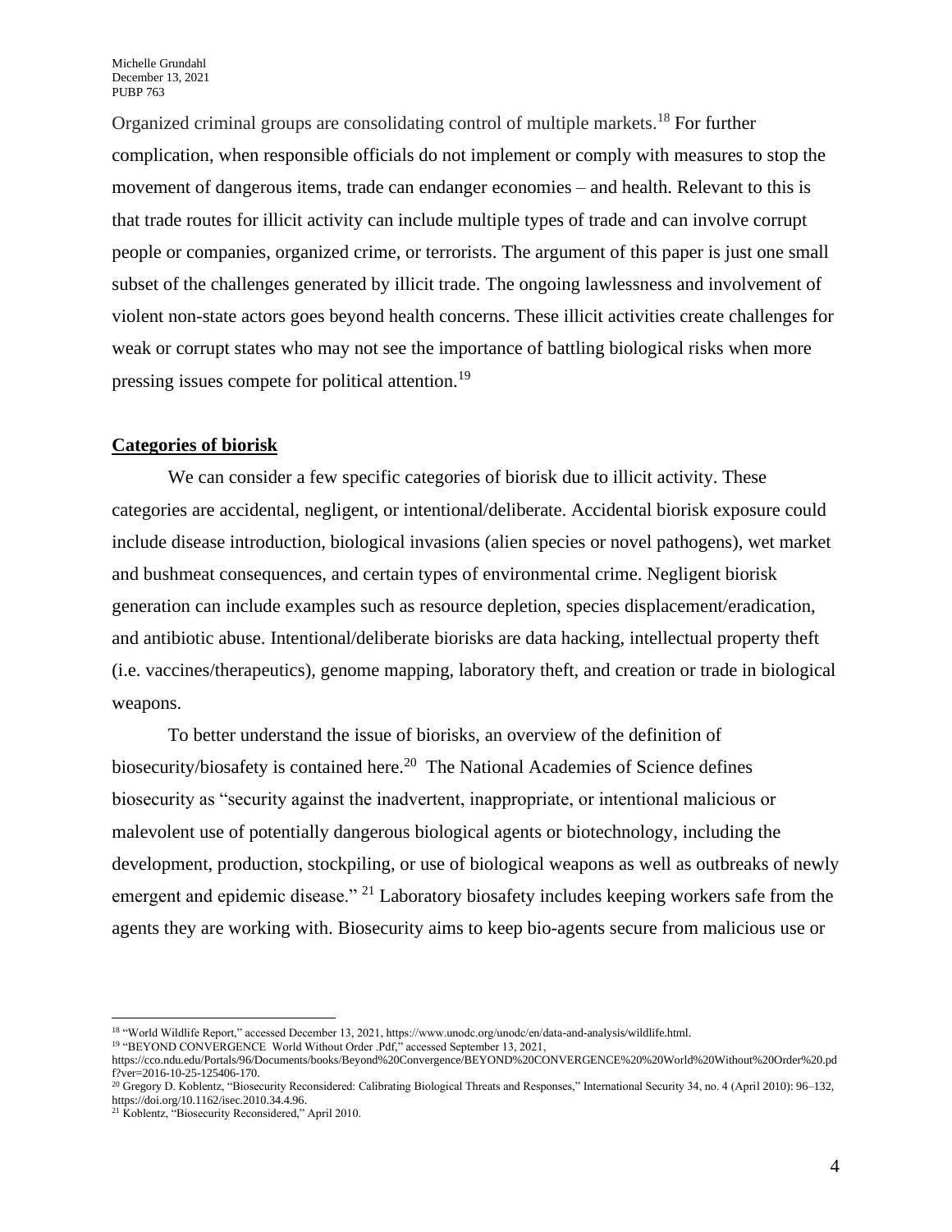Organized criminal groups are consolidating control of multiple markets.[18] For further complication, when responsible officials do not implement or comply with measures to stop the movement of dangerous items, trade can endanger economies – and health. Relevant to this is that trade routes for illicit activity can include multiple types of trade and can involve corrupt people or companies, organized crime, or terrorists. The argument of this paper is just one small subset of the challenges generated by illicit trade. The ongoing lawlessness and involvement of violent non-state actors goes beyond health concerns. These illicit activities create challenges for weak or corrupt states who may not see the importance of battling biological risks when more pressing issues compete for political attention.[19]

**Categories of biorisk**

We can consider a few specific categories of biorisk due to illicit activity. These categories are accidental, negligent, or intentional/deliberate. Accidental biorisk exposure could include disease introduction, biological invasions (alien species or novel pathogens), wet market and bushmeat consequences, and certain types of environmental crime. Negligent biorisk generation can include examples such as resource depletion, species displacement/eradication, and antibiotic abuse. Intentional/deliberate biorisks are data hacking, intellectual property theft (i.e. vaccines/therapeutics), genome mapping, laboratory theft, and creation or trade in biological weapons.

To better understand the issue of biorisks, an overview of the definition of biosecurity/biosafety is contained here.[20] The National Academies of Science defines biosecurity as "security against the inadvertent, inappropriate, or intentional malicious or malevolent use of potentially dangerous biological agents or biotechnology, including the development, production, stockpiling, or use of biological weapons as well as outbreaks of newly emergent and epidemic disease." [21] Laboratory biosafety includes keeping workers safe from the agents they are working with. Biosecurity aims to keep bio-agents secure from malicious use or

---

[18] "World Wildlife Report," accessed December 13, 2021, https://www.unodc.org/unodc/en/data-and-analysis/wildlife.html.

[19] "BEYOND CONVERGENCE World Without Order .Pdf," accessed September 13, 2021, https://cco.ndu.edu/Portals/96/Documents/books/Beyond%20Convergence/BEYOND%20CONVERGENCE%20%20World%20Without%20Order%20.pdf?ver=2016-10-25-125406-170.

[20] Gregory D. Koblentz, "Biosecurity Reconsidered: Calibrating Biological Threats and Responses," International Security 34, no. 4 (April 2010): 96–132, https://doi.org/10.1162/isec.2010.34.4.96.

[21] Koblentz, "Biosecurity Reconsidered," April 2010.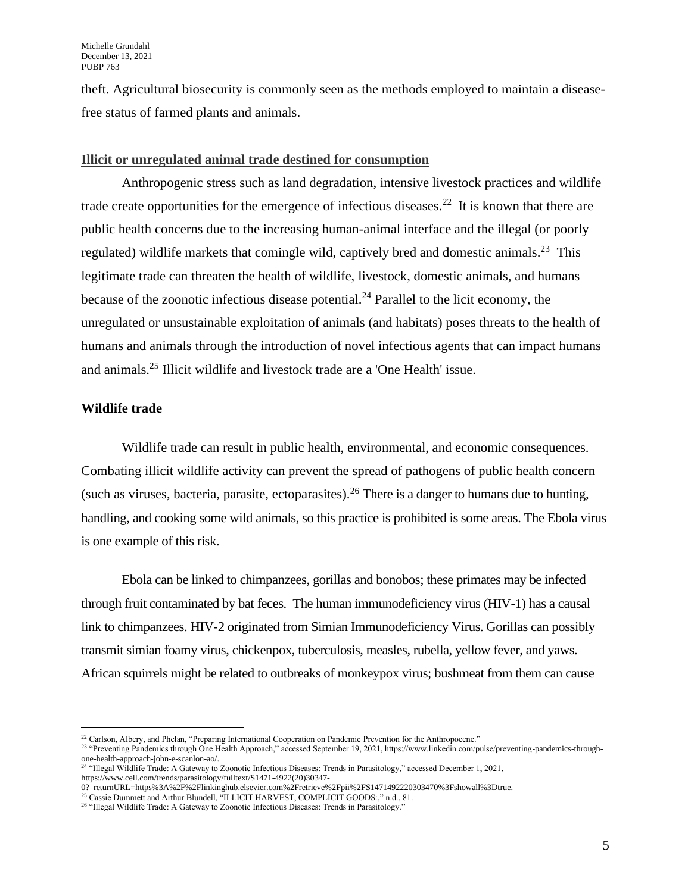theft. Agricultural biosecurity is commonly seen as the methods employed to maintain a disease-free status of farmed plants and animals.

## Illicit or unregulated animal trade destined for consumption

Anthropogenic stress such as land degradation, intensive livestock practices and wildlife trade create opportunities for the emergence of infectious diseases.[22] It is known that there are public health concerns due to the increasing human-animal interface and the illegal (or poorly regulated) wildlife markets that comingle wild, captively bred and domestic animals.[23] This legitimate trade can threaten the health of wildlife, livestock, domestic animals, and humans because of the zoonotic infectious disease potential.[24] Parallel to the licit economy, the unregulated or unsustainable exploitation of animals (and habitats) poses threats to the health of humans and animals through the introduction of novel infectious agents that can impact humans and animals.[25] Illicit wildlife and livestock trade are a 'One Health' issue.

## Wildlife trade

Wildlife trade can result in public health, environmental, and economic consequences. Combating illicit wildlife activity can prevent the spread of pathogens of public health concern (such as viruses, bacteria, parasite, ectoparasites).[26] There is a danger to humans due to hunting, handling, and cooking some wild animals, so this practice is prohibited is some areas. The Ebola virus is one example of this risk.

Ebola can be linked to chimpanzees, gorillas and bonobos; these primates may be infected through fruit contaminated by bat feces. The human immunodeficiency virus (HIV-1) has a causal link to chimpanzees. HIV-2 originated from Simian Immunodeficiency Virus. Gorillas can possibly transmit simian foamy virus, chickenpox, tuberculosis, measles, rubella, yellow fever, and yaws. African squirrels might be related to outbreaks of monkeypox virus; bushmeat from them can cause

---

[22] Carlson, Albery, and Phelan, "Preparing International Cooperation on Pandemic Prevention for the Anthropocene."

[23] "Preventing Pandemics through One Health Approach," accessed September 19, 2021, https://www.linkedin.com/pulse/preventing-pandemics-through-one-health-approach-john-e-scanlon-ao/.

[24] "Illegal Wildlife Trade: A Gateway to Zoonotic Infectious Diseases: Trends in Parasitology," accessed December 1, 2021, https://www.cell.com/trends/parasitology/fulltext/S1471-4922(20)30347-0?_returnURL=https%3A%2F%2Flinkinghub.elsevier.com%2Fretrieve%2Fpii%2FS1471492220303470%3Fshowall%3Dtrue.

[25] Cassie Dummett and Arthur Blundell, "ILLICIT HARVEST, COMPLICIT GOODS:," n.d., 81.

[26] "Illegal Wildlife Trade: A Gateway to Zoonotic Infectious Diseases: Trends in Parasitology."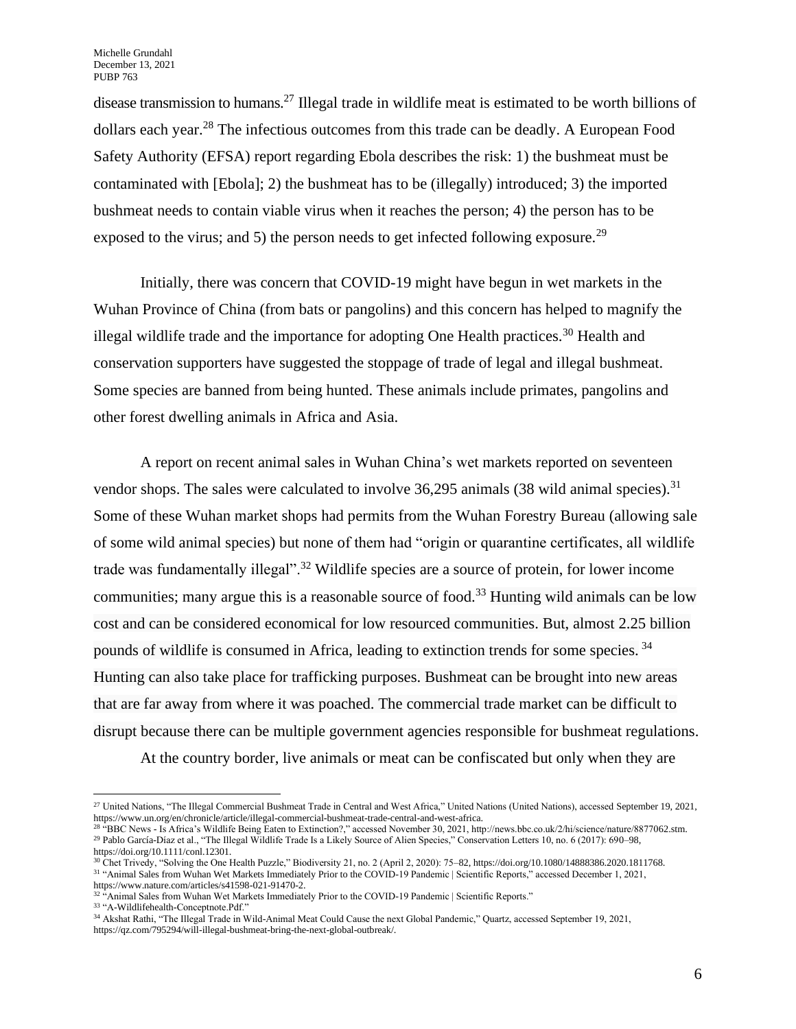disease transmission to humans.[27] Illegal trade in wildlife meat is estimated to be worth billions of dollars each year.[28] The infectious outcomes from this trade can be deadly. A European Food Safety Authority (EFSA) report regarding Ebola describes the risk: 1) the bushmeat must be contaminated with [Ebola]; 2) the bushmeat has to be (illegally) introduced; 3) the imported bushmeat needs to contain viable virus when it reaches the person; 4) the person has to be exposed to the virus; and 5) the person needs to get infected following exposure.[29]

Initially, there was concern that COVID-19 might have begun in wet markets in the Wuhan Province of China (from bats or pangolins) and this concern has helped to magnify the illegal wildlife trade and the importance for adopting One Health practices.[30] Health and conservation supporters have suggested the stoppage of trade of legal and illegal bushmeat. Some species are banned from being hunted. These animals include primates, pangolins and other forest dwelling animals in Africa and Asia.

A report on recent animal sales in Wuhan China's wet markets reported on seventeen vendor shops. The sales were calculated to involve 36,295 animals (38 wild animal species).[31] Some of these Wuhan market shops had permits from the Wuhan Forestry Bureau (allowing sale of some wild animal species) but none of them had "origin or quarantine certificates, all wildlife trade was fundamentally illegal".[32] Wildlife species are a source of protein, for lower income communities; many argue this is a reasonable source of food.[33] Hunting wild animals can be low cost and can be considered economical for low resourced communities. But, almost 2.25 billion pounds of wildlife is consumed in Africa, leading to extinction trends for some species. [34] Hunting can also take place for trafficking purposes. Bushmeat can be brought into new areas that are far away from where it was poached. The commercial trade market can be difficult to disrupt because there can be multiple government agencies responsible for bushmeat regulations.

At the country border, live animals or meat can be confiscated but only when they are

---

[27] United Nations, "The Illegal Commercial Bushmeat Trade in Central and West Africa," United Nations (United Nations), accessed September 19, 2021, https://www.un.org/en/chronicle/article/illegal-commercial-bushmeat-trade-central-and-west-africa.

[28] "BBC News - Is Africa's Wildlife Being Eaten to Extinction?," accessed November 30, 2021, http://news.bbc.co.uk/2/hi/science/nature/8877062.stm.

[29] Pablo García-Díaz et al., "The Illegal Wildlife Trade Is a Likely Source of Alien Species," Conservation Letters 10, no. 6 (2017): 690–98, https://doi.org/10.1111/conl.12301.

[30] Chet Trivedy, "Solving the One Health Puzzle," Biodiversity 21, no. 2 (April 2, 2020): 75–82, https://doi.org/10.1080/14888386.2020.1811768.

[31] "Animal Sales from Wuhan Wet Markets Immediately Prior to the COVID-19 Pandemic | Scientific Reports," accessed December 1, 2021, https://www.nature.com/articles/s41598-021-91470-2.

[32] "Animal Sales from Wuhan Wet Markets Immediately Prior to the COVID-19 Pandemic | Scientific Reports."

[33] "A-Wildlifehealth-Conceptnote.Pdf."

[34] Akshat Rathi, "The Illegal Trade in Wild-Animal Meat Could Cause the next Global Pandemic," Quartz, accessed September 19, 2021, https://qz.com/795294/will-illegal-bushmeat-bring-the-next-global-outbreak/.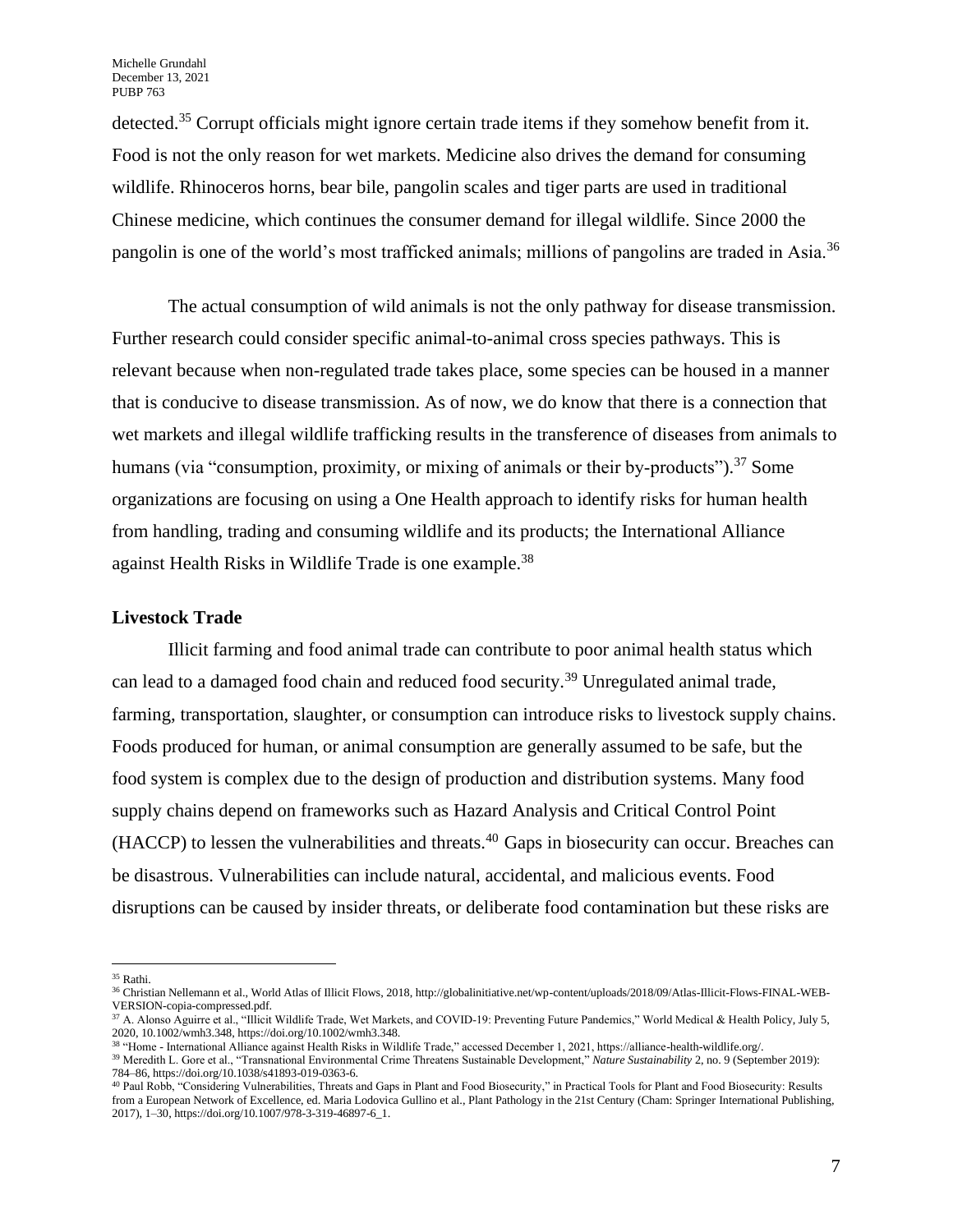detected.[35] Corrupt officials might ignore certain trade items if they somehow benefit from it. Food is not the only reason for wet markets. Medicine also drives the demand for consuming wildlife. Rhinoceros horns, bear bile, pangolin scales and tiger parts are used in traditional Chinese medicine, which continues the consumer demand for illegal wildlife. Since 2000 the pangolin is one of the world's most trafficked animals; millions of pangolins are traded in Asia.[36]

The actual consumption of wild animals is not the only pathway for disease transmission. Further research could consider specific animal-to-animal cross species pathways. This is relevant because when non-regulated trade takes place, some species can be housed in a manner that is conducive to disease transmission. As of now, we do know that there is a connection that wet markets and illegal wildlife trafficking results in the transference of diseases from animals to humans (via "consumption, proximity, or mixing of animals or their by-products").[37] Some organizations are focusing on using a One Health approach to identify risks for human health from handling, trading and consuming wildlife and its products; the International Alliance against Health Risks in Wildlife Trade is one example.[38]

## Livestock Trade

Illicit farming and food animal trade can contribute to poor animal health status which can lead to a damaged food chain and reduced food security.[39] Unregulated animal trade, farming, transportation, slaughter, or consumption can introduce risks to livestock supply chains. Foods produced for human, or animal consumption are generally assumed to be safe, but the food system is complex due to the design of production and distribution systems. Many food supply chains depend on frameworks such as Hazard Analysis and Critical Control Point (HACCP) to lessen the vulnerabilities and threats.[40] Gaps in biosecurity can occur. Breaches can be disastrous. Vulnerabilities can include natural, accidental, and malicious events. Food disruptions can be caused by insider threats, or deliberate food contamination but these risks are

---

[35] Rathi.

[36] Christian Nellemann et al., World Atlas of Illicit Flows, 2018, http://globalinitiative.net/wp-content/uploads/2018/09/Atlas-Illicit-Flows-FINAL-WEB-VERSION-copia-compressed.pdf.

[37] A. Alonso Aguirre et al., "Illicit Wildlife Trade, Wet Markets, and COVID-19: Preventing Future Pandemics," World Medical & Health Policy, July 5, 2020, 10.1002/wmh3.348, https://doi.org/10.1002/wmh3.348.

[38] "Home - International Alliance against Health Risks in Wildlife Trade," accessed December 1, 2021, https://alliance-health-wildlife.org/.

[39] Meredith L. Gore et al., "Transnational Environmental Crime Threatens Sustainable Development," *Nature Sustainability* 2, no. 9 (September 2019): 784–86, https://doi.org/10.1038/s41893-019-0363-6.

[40] Paul Robb, "Considering Vulnerabilities, Threats and Gaps in Plant and Food Biosecurity," in Practical Tools for Plant and Food Biosecurity: Results from a European Network of Excellence, ed. Maria Lodovica Gullino et al., Plant Pathology in the 21st Century (Cham: Springer International Publishing, 2017), 1–30, https://doi.org/10.1007/978-3-319-46897-6_1.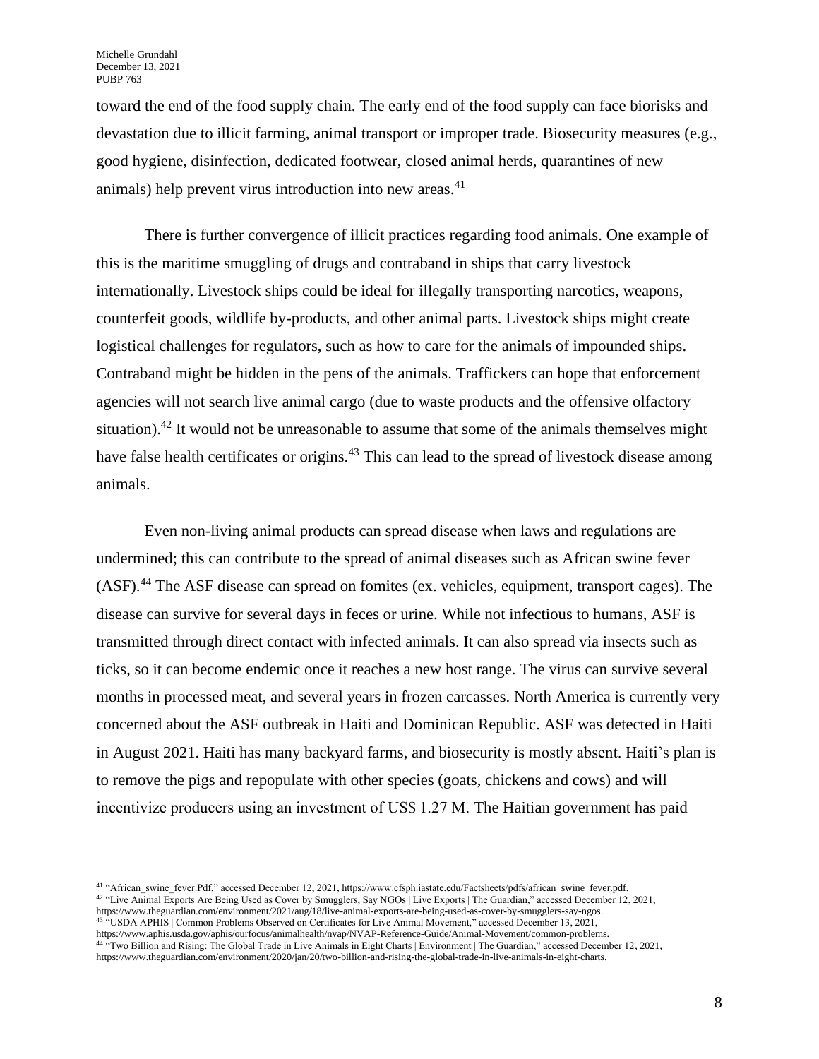toward the end of the food supply chain. The early end of the food supply can face biorisks and devastation due to illicit farming, animal transport or improper trade. Biosecurity measures (e.g., good hygiene, disinfection, dedicated footwear, closed animal herds, quarantines of new animals) help prevent virus introduction into new areas.[41]

There is further convergence of illicit practices regarding food animals. One example of this is the maritime smuggling of drugs and contraband in ships that carry livestock internationally. Livestock ships could be ideal for illegally transporting narcotics, weapons, counterfeit goods, wildlife by-products, and other animal parts. Livestock ships might create logistical challenges for regulators, such as how to care for the animals of impounded ships. Contraband might be hidden in the pens of the animals. Traffickers can hope that enforcement agencies will not search live animal cargo (due to waste products and the offensive olfactory situation).[42] It would not be unreasonable to assume that some of the animals themselves might have false health certificates or origins.[43] This can lead to the spread of livestock disease among animals.

Even non-living animal products can spread disease when laws and regulations are undermined; this can contribute to the spread of animal diseases such as African swine fever (ASF).[44] The ASF disease can spread on fomites (ex. vehicles, equipment, transport cages). The disease can survive for several days in feces or urine. While not infectious to humans, ASF is transmitted through direct contact with infected animals. It can also spread via insects such as ticks, so it can become endemic once it reaches a new host range. The virus can survive several months in processed meat, and several years in frozen carcasses. North America is currently very concerned about the ASF outbreak in Haiti and Dominican Republic. ASF was detected in Haiti in August 2021. Haiti has many backyard farms, and biosecurity is mostly absent. Haiti's plan is to remove the pigs and repopulate with other species (goats, chickens and cows) and will incentivize producers using an investment of US$ 1.27 M. The Haitian government has paid

---

[41] "African_swine_fever.Pdf," accessed December 12, 2021, https://www.cfsph.iastate.edu/Factsheets/pdfs/african_swine_fever.pdf.

[42] "Live Animal Exports Are Being Used as Cover by Smugglers, Say NGOs | Live Exports | The Guardian," accessed December 12, 2021, https://www.theguardian.com/environment/2021/aug/18/live-animal-exports-are-being-used-as-cover-by-smugglers-say-ngos.

[43] "USDA APHIS | Common Problems Observed on Certificates for Live Animal Movement," accessed December 13, 2021, https://www.aphis.usda.gov/aphis/ourfocus/animalhealth/nvap/NVAP-Reference-Guide/Animal-Movement/common-problems.

[44] "Two Billion and Rising: The Global Trade in Live Animals in Eight Charts | Environment | The Guardian," accessed December 12, 2021, https://www.theguardian.com/environment/2020/jan/20/two-billion-and-rising-the-global-trade-in-live-animals-in-eight-charts.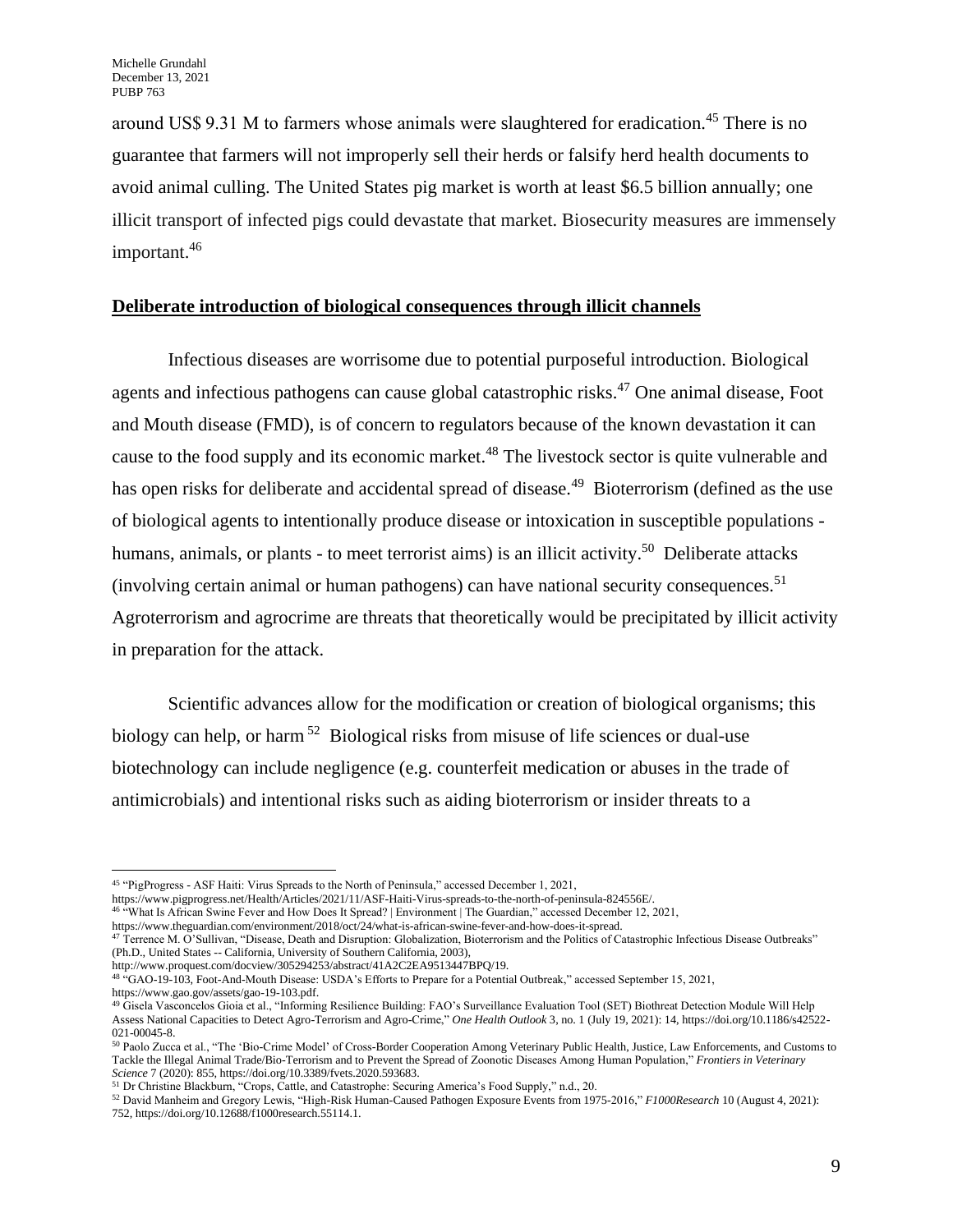around US$ 9.31 M to farmers whose animals were slaughtered for eradication.[45] There is no guarantee that farmers will not improperly sell their herds or falsify herd health documents to avoid animal culling. The United States pig market is worth at least $6.5 billion annually; one illicit transport of infected pigs could devastate that market. Biosecurity measures are immensely important.[46]

## Deliberate introduction of biological consequences through illicit channels

Infectious diseases are worrisome due to potential purposeful introduction. Biological agents and infectious pathogens can cause global catastrophic risks.[47] One animal disease, Foot and Mouth disease (FMD), is of concern to regulators because of the known devastation it can cause to the food supply and its economic market.[48] The livestock sector is quite vulnerable and has open risks for deliberate and accidental spread of disease.[49] Bioterrorism (defined as the use of biological agents to intentionally produce disease or intoxication in susceptible populations - humans, animals, or plants - to meet terrorist aims) is an illicit activity.[50] Deliberate attacks (involving certain animal or human pathogens) can have national security consequences.[51] Agroterrorism and agrocrime are threats that theoretically would be precipitated by illicit activity in preparation for the attack.

Scientific advances allow for the modification or creation of biological organisms; this biology can help, or harm [52] Biological risks from misuse of life sciences or dual-use biotechnology can include negligence (e.g. counterfeit medication or abuses in the trade of antimicrobials) and intentional risks such as aiding bioterrorism or insider threats to a

---

[45] "PigProgress - ASF Haiti: Virus Spreads to the North of Peninsula," accessed December 1, 2021, https://www.pigprogress.net/Health/Articles/2021/11/ASF-Haiti-Virus-spreads-to-the-north-of-peninsula-824556E/.

[46] "What Is African Swine Fever and How Does It Spread? | Environment | The Guardian," accessed December 12, 2021, https://www.theguardian.com/environment/2018/oct/24/what-is-african-swine-fever-and-how-does-it-spread.

[47] Terrence M. O'Sullivan, "Disease, Death and Disruption: Globalization, Bioterrorism and the Politics of Catastrophic Infectious Disease Outbreaks" (Ph.D., United States -- California, University of Southern California, 2003), http://www.proquest.com/docview/305294253/abstract/41A2C2EA9513447BPQ/19.

[48] "GAO-19-103, Foot-And-Mouth Disease: USDA's Efforts to Prepare for a Potential Outbreak," accessed September 15, 2021, https://www.gao.gov/assets/gao-19-103.pdf.

[49] Gisela Vasconcelos Gioia et al., "Informing Resilience Building: FAO's Surveillance Evaluation Tool (SET) Biothreat Detection Module Will Help Assess National Capacities to Detect Agro-Terrorism and Agro-Crime," *One Health Outlook* 3, no. 1 (July 19, 2021): 14, https://doi.org/10.1186/s42522-021-00045-8.

[50] Paolo Zucca et al., "The 'Bio-Crime Model' of Cross-Border Cooperation Among Veterinary Public Health, Justice, Law Enforcements, and Customs to Tackle the Illegal Animal Trade/Bio-Terrorism and to Prevent the Spread of Zoonotic Diseases Among Human Population," *Frontiers in Veterinary Science* 7 (2020): 855, https://doi.org/10.3389/fvets.2020.593683.

[51] Dr Christine Blackburn, "Crops, Cattle, and Catastrophe: Securing America's Food Supply," n.d., 20.

[52] David Manheim and Gregory Lewis, "High-Risk Human-Caused Pathogen Exposure Events from 1975-2016," *F1000Research* 10 (August 4, 2021): 752, https://doi.org/10.12688/f1000research.55114.1.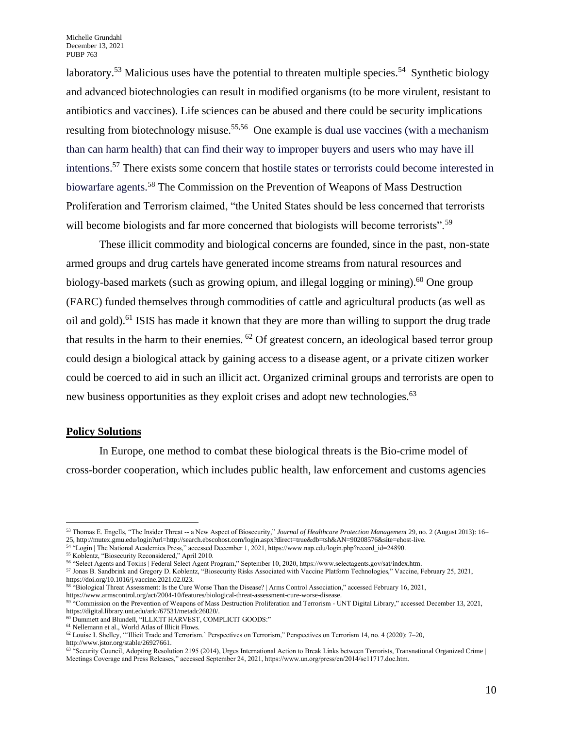laboratory.[53] Malicious uses have the potential to threaten multiple species.[54] Synthetic biology and advanced biotechnologies can result in modified organisms (to be more virulent, resistant to antibiotics and vaccines). Life sciences can be abused and there could be security implications resulting from biotechnology misuse.[55,56] One example is dual use vaccines (with a mechanism than can harm health) that can find their way to improper buyers and users who may have ill intentions.[57] There exists some concern that hostile states or terrorists could become interested in biowarfare agents.[58] The Commission on the Prevention of Weapons of Mass Destruction Proliferation and Terrorism claimed, "the United States should be less concerned that terrorists will become biologists and far more concerned that biologists will become terrorists".[59]

These illicit commodity and biological concerns are founded, since in the past, non-state armed groups and drug cartels have generated income streams from natural resources and biology-based markets (such as growing opium, and illegal logging or mining).[60] One group (FARC) funded themselves through commodities of cattle and agricultural products (as well as oil and gold).[61] ISIS has made it known that they are more than willing to support the drug trade that results in the harm to their enemies.[62] Of greatest concern, an ideological based terror group could design a biological attack by gaining access to a disease agent, or a private citizen worker could be coerced to aid in such an illicit act. Organized criminal groups and terrorists are open to new business opportunities as they exploit crises and adopt new technologies.[63]

## **Policy Solutions**

In Europe, one method to combat these biological threats is the Bio-crime model of cross-border cooperation, which includes public health, law enforcement and customs agencies

---

[53] Thomas E. Engells, "The Insider Threat -- a New Aspect of Biosecurity," *Journal of Healthcare Protection Management* 29, no. 2 (August 2013): 16–25, http://mutex.gmu.edu/login?url=http://search.ebscohost.com/login.aspx?direct=true&db=tsh&AN=90208576&site=ehost-live.

[54] "Login | The National Academies Press," accessed December 1, 2021, https://www.nap.edu/login.php?record_id=24890.

[55] Koblentz, "Biosecurity Reconsidered," April 2010.

[56] "Select Agents and Toxins | Federal Select Agent Program," September 10, 2020, https://www.selectagents.gov/sat/index.htm.

[57] Jonas B. Sandbrink and Gregory D. Koblentz, "Biosecurity Risks Associated with Vaccine Platform Technologies," Vaccine, February 25, 2021, https://doi.org/10.1016/j.vaccine.2021.02.023.

[58] "Biological Threat Assessment: Is the Cure Worse Than the Disease? | Arms Control Association," accessed February 16, 2021, https://www.armscontrol.org/act/2004-10/features/biological-threat-assessment-cure-worse-disease.

[59] "Commission on the Prevention of Weapons of Mass Destruction Proliferation and Terrorism - UNT Digital Library," accessed December 13, 2021, https://digital.library.unt.edu/ark:/67531/metadc26020/.

[60] Dummett and Blundell, "ILLICIT HARVEST, COMPLICIT GOODS:"

[61] Nellemann et al., World Atlas of Illicit Flows.

[62] Louise I. Shelley, "'Illicit Trade and Terrorism.' Perspectives on Terrorism," Perspectives on Terrorism 14, no. 4 (2020): 7–20, http://www.jstor.org/stable/26927661.

[63] "Security Council, Adopting Resolution 2195 (2014), Urges International Action to Break Links between Terrorists, Transnational Organized Crime | Meetings Coverage and Press Releases," accessed September 24, 2021, https://www.un.org/press/en/2014/sc11717.doc.htm.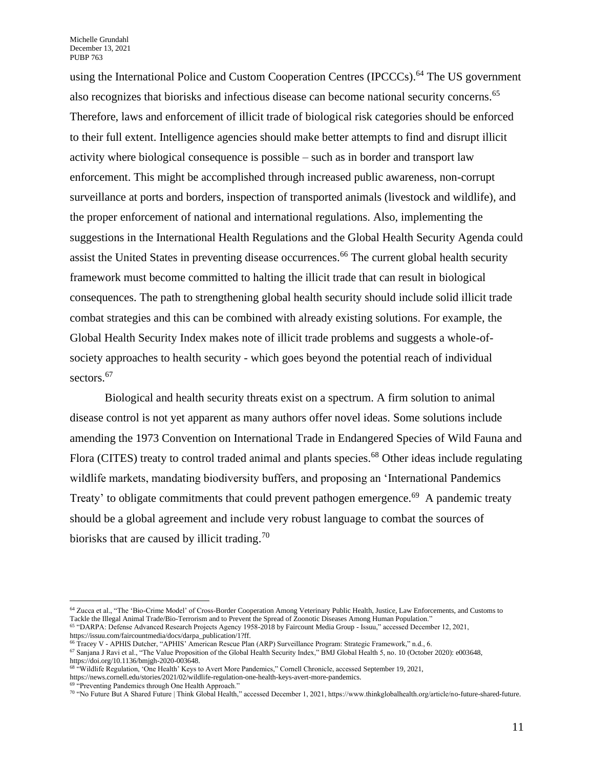using the International Police and Custom Cooperation Centres (IPCCCs).[64] The US government also recognizes that biorisks and infectious disease can become national security concerns.[65] Therefore, laws and enforcement of illicit trade of biological risk categories should be enforced to their full extent. Intelligence agencies should make better attempts to find and disrupt illicit activity where biological consequence is possible – such as in border and transport law enforcement. This might be accomplished through increased public awareness, non-corrupt surveillance at ports and borders, inspection of transported animals (livestock and wildlife), and the proper enforcement of national and international regulations. Also, implementing the suggestions in the International Health Regulations and the Global Health Security Agenda could assist the United States in preventing disease occurrences.[66] The current global health security framework must become committed to halting the illicit trade that can result in biological consequences. The path to strengthening global health security should include solid illicit trade combat strategies and this can be combined with already existing solutions. For example, the Global Health Security Index makes note of illicit trade problems and suggests a whole-of-society approaches to health security - which goes beyond the potential reach of individual sectors.[67]

Biological and health security threats exist on a spectrum. A firm solution to animal disease control is not yet apparent as many authors offer novel ideas. Some solutions include amending the 1973 Convention on International Trade in Endangered Species of Wild Fauna and Flora (CITES) treaty to control traded animal and plants species.[68] Other ideas include regulating wildlife markets, mandating biodiversity buffers, and proposing an 'International Pandemics Treaty' to obligate commitments that could prevent pathogen emergence.[69] A pandemic treaty should be a global agreement and include very robust language to combat the sources of biorisks that are caused by illicit trading.[70]

---

[64] Zucca et al., "The 'Bio-Crime Model' of Cross-Border Cooperation Among Veterinary Public Health, Justice, Law Enforcements, and Customs to Tackle the Illegal Animal Trade/Bio-Terrorism and to Prevent the Spread of Zoonotic Diseases Among Human Population."

[65] "DARPA: Defense Advanced Research Projects Agency 1958-2018 by Faircount Media Group - Issuu," accessed December 12, 2021, https://issuu.com/faircountmedia/docs/darpa_publication/1?ff.

[66] Tracey V - APHIS Dutcher, "APHIS' American Rescue Plan (ARP) Surveillance Program: Strategic Framework," n.d., 6.

[67] Sanjana J Ravi et al., "The Value Proposition of the Global Health Security Index," BMJ Global Health 5, no. 10 (October 2020): e003648, https://doi.org/10.1136/bmjgh-2020-003648.

[68] "Wildlife Regulation, 'One Health' Keys to Avert More Pandemics," Cornell Chronicle, accessed September 19, 2021, https://news.cornell.edu/stories/2021/02/wildlife-regulation-one-health-keys-avert-more-pandemics.

[69] "Preventing Pandemics through One Health Approach."

[70] "No Future But A Shared Future | Think Global Health," accessed December 1, 2021, https://www.thinkglobalhealth.org/article/no-future-shared-future.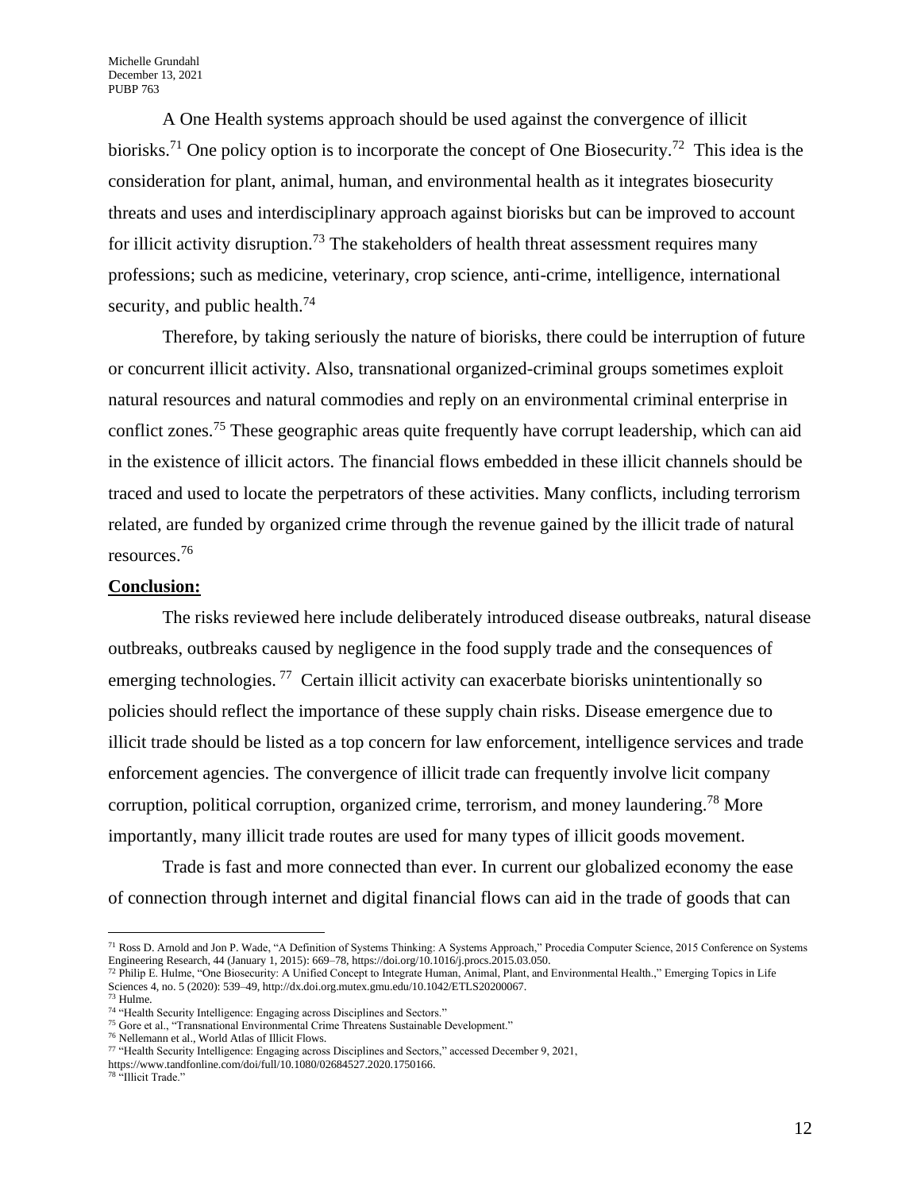A One Health systems approach should be used against the convergence of illicit biorisks.[71] One policy option is to incorporate the concept of One Biosecurity.[72] This idea is the consideration for plant, animal, human, and environmental health as it integrates biosecurity threats and uses and interdisciplinary approach against biorisks but can be improved to account for illicit activity disruption.[73] The stakeholders of health threat assessment requires many professions; such as medicine, veterinary, crop science, anti-crime, intelligence, international security, and public health.[74]

Therefore, by taking seriously the nature of biorisks, there could be interruption of future or concurrent illicit activity. Also, transnational organized-criminal groups sometimes exploit natural resources and natural commodies and reply on an environmental criminal enterprise in conflict zones.[75] These geographic areas quite frequently have corrupt leadership, which can aid in the existence of illicit actors. The financial flows embedded in these illicit channels should be traced and used to locate the perpetrators of these activities. Many conflicts, including terrorism related, are funded by organized crime through the revenue gained by the illicit trade of natural resources.[76]

**Conclusion:**

The risks reviewed here include deliberately introduced disease outbreaks, natural disease outbreaks, outbreaks caused by negligence in the food supply trade and the consequences of emerging technologies. [77] Certain illicit activity can exacerbate biorisks unintentionally so policies should reflect the importance of these supply chain risks. Disease emergence due to illicit trade should be listed as a top concern for law enforcement, intelligence services and trade enforcement agencies. The convergence of illicit trade can frequently involve licit company corruption, political corruption, organized crime, terrorism, and money laundering.[78] More importantly, many illicit trade routes are used for many types of illicit goods movement.

Trade is fast and more connected than ever. In current our globalized economy the ease of connection through internet and digital financial flows can aid in the trade of goods that can

---

[71] Ross D. Arnold and Jon P. Wade, "A Definition of Systems Thinking: A Systems Approach," Procedia Computer Science, 2015 Conference on Systems Engineering Research, 44 (January 1, 2015): 669–78, https://doi.org/10.1016/j.procs.2015.03.050.

[72] Philip E. Hulme, "One Biosecurity: A Unified Concept to Integrate Human, Animal, Plant, and Environmental Health.," Emerging Topics in Life Sciences 4, no. 5 (2020): 539–49, http://dx.doi.org.mutex.gmu.edu/10.1042/ETLS20200067.

[73] Hulme.

[74] "Health Security Intelligence: Engaging across Disciplines and Sectors."

[75] Gore et al., "Transnational Environmental Crime Threatens Sustainable Development."

[76] Nellemann et al., World Atlas of Illicit Flows.

[77] "Health Security Intelligence: Engaging across Disciplines and Sectors," accessed December 9, 2021, https://www.tandfonline.com/doi/full/10.1080/02684527.2020.1750166.

[78] "Illicit Trade."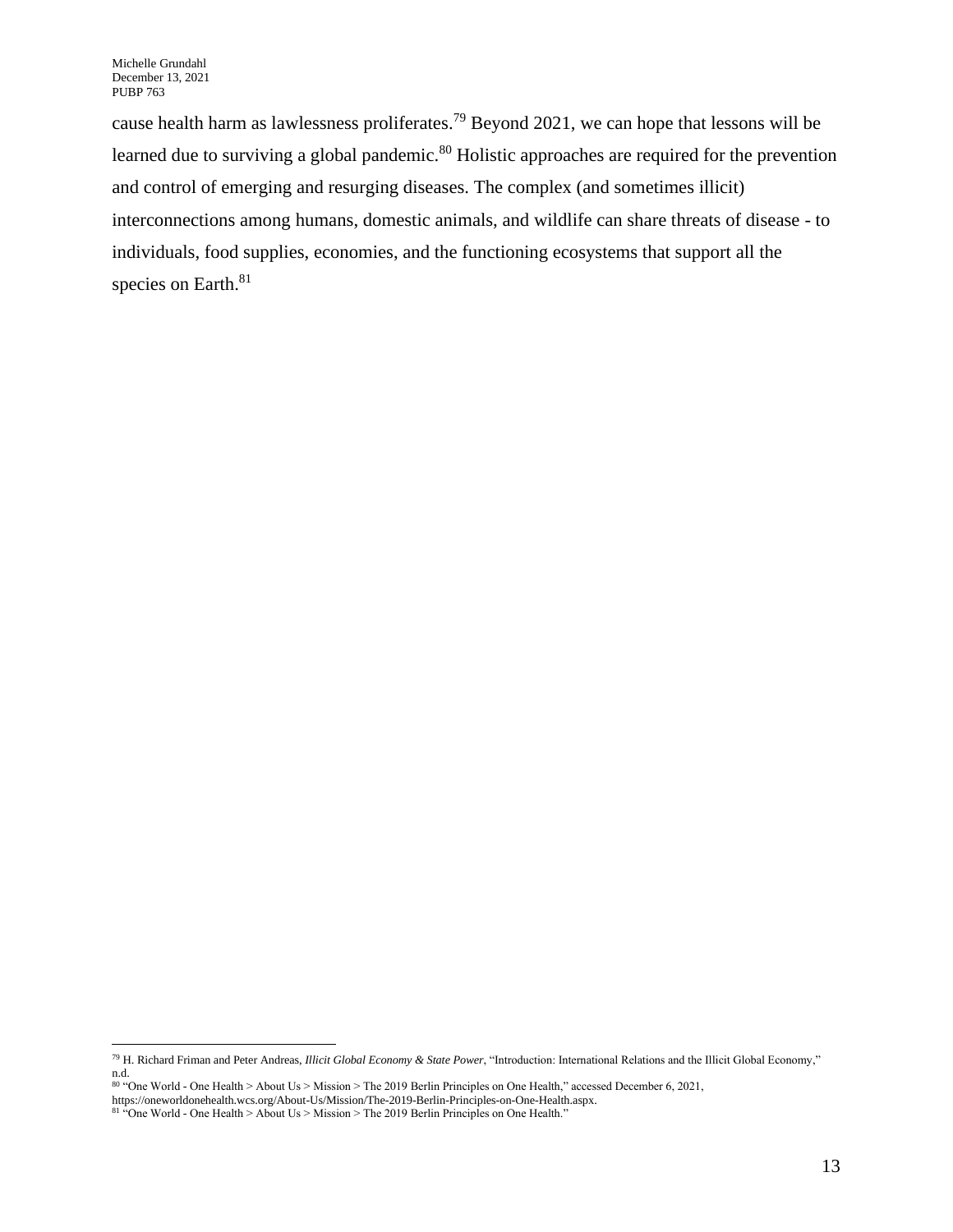cause health harm as lawlessness proliferates.[79] Beyond 2021, we can hope that lessons will be learned due to surviving a global pandemic.[80] Holistic approaches are required for the prevention and control of emerging and resurging diseases. The complex (and sometimes illicit) interconnections among humans, domestic animals, and wildlife can share threats of disease - to individuals, food supplies, economies, and the functioning ecosystems that support all the species on Earth.[81]

---

[79] H. Richard Friman and Peter Andreas, ***Illicit Global Economy & State Power***, "Introduction: International Relations and the Illicit Global Economy," n.d.

[80] "One World - One Health > About Us > Mission > The 2019 Berlin Principles on One Health," accessed December 6, 2021, https://oneworldonehealth.wcs.org/About-Us/Mission/The-2019-Berlin-Principles-on-One-Health.aspx.

[81] "One World - One Health > About Us > Mission > The 2019 Berlin Principles on One Health."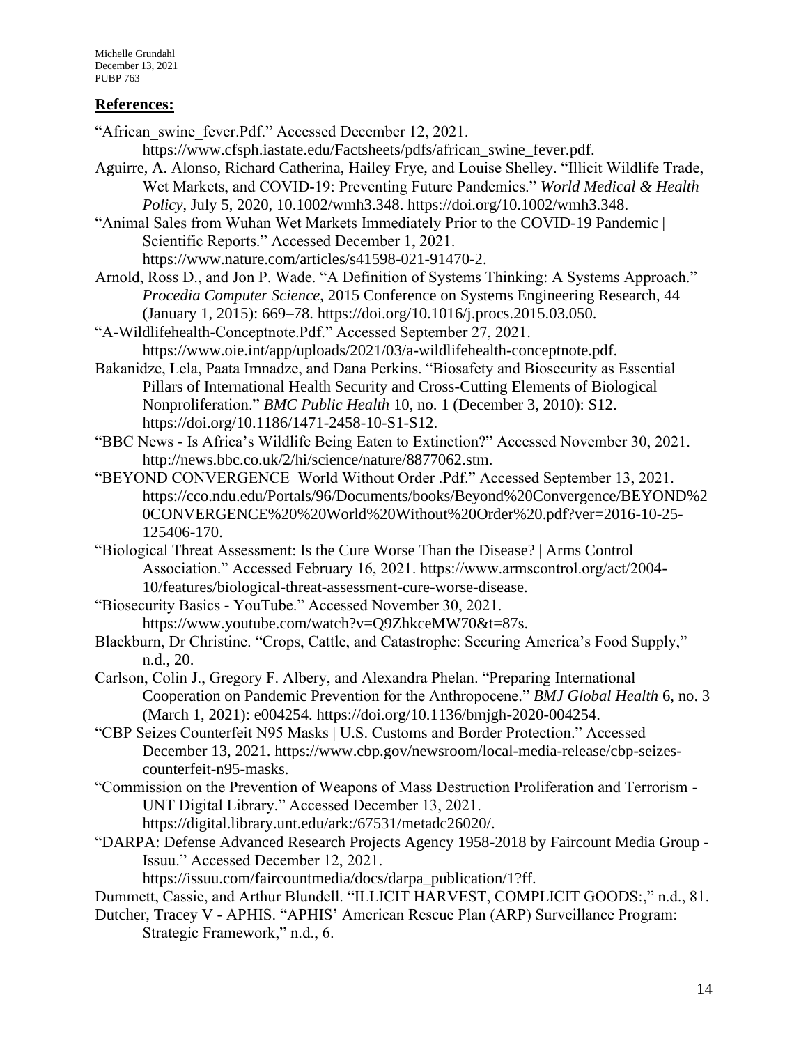## References:

"African_swine_fever.Pdf." Accessed December 12, 2021. https://www.cfsph.iastate.edu/Factsheets/pdfs/african_swine_fever.pdf.

Aguirre, A. Alonso, Richard Catherina, Hailey Frye, and Louise Shelley. "Illicit Wildlife Trade, Wet Markets, and COVID-19: Preventing Future Pandemics." *World Medical & Health Policy*, July 5, 2020, 10.1002/wmh3.348. https://doi.org/10.1002/wmh3.348.

"Animal Sales from Wuhan Wet Markets Immediately Prior to the COVID-19 Pandemic | Scientific Reports." Accessed December 1, 2021. https://www.nature.com/articles/s41598-021-91470-2.

Arnold, Ross D., and Jon P. Wade. "A Definition of Systems Thinking: A Systems Approach." *Procedia Computer Science*, 2015 Conference on Systems Engineering Research, 44 (January 1, 2015): 669–78. https://doi.org/10.1016/j.procs.2015.03.050.

"A-Wildlifehealth-Conceptnote.Pdf." Accessed September 27, 2021. https://www.oie.int/app/uploads/2021/03/a-wildlifehealth-conceptnote.pdf.

Bakanidze, Lela, Paata Imnadze, and Dana Perkins. "Biosafety and Biosecurity as Essential Pillars of International Health Security and Cross-Cutting Elements of Biological Nonproliferation." *BMC Public Health* 10, no. 1 (December 3, 2010): S12. https://doi.org/10.1186/1471-2458-10-S1-S12.

"BBC News - Is Africa's Wildlife Being Eaten to Extinction?" Accessed November 30, 2021. http://news.bbc.co.uk/2/hi/science/nature/8877062.stm.

"BEYOND CONVERGENCE World Without Order .Pdf." Accessed September 13, 2021. https://cco.ndu.edu/Portals/96/Documents/books/Beyond%20Convergence/BEYOND%20CONVERGENCE%20%20World%20Without%20Order%20.pdf?ver=2016-10-25-125406-170.

"Biological Threat Assessment: Is the Cure Worse Than the Disease? | Arms Control Association." Accessed February 16, 2021. https://www.armscontrol.org/act/2004-10/features/biological-threat-assessment-cure-worse-disease.

"Biosecurity Basics - YouTube." Accessed November 30, 2021. https://www.youtube.com/watch?v=Q9ZhkceMW70&t=87s.

Blackburn, Dr Christine. "Crops, Cattle, and Catastrophe: Securing America's Food Supply," n.d., 20.

Carlson, Colin J., Gregory F. Albery, and Alexandra Phelan. "Preparing International Cooperation on Pandemic Prevention for the Anthropocene." *BMJ Global Health* 6, no. 3 (March 1, 2021): e004254. https://doi.org/10.1136/bmjgh-2020-004254.

"CBP Seizes Counterfeit N95 Masks | U.S. Customs and Border Protection." Accessed December 13, 2021. https://www.cbp.gov/newsroom/local-media-release/cbp-seizes-counterfeit-n95-masks.

"Commission on the Prevention of Weapons of Mass Destruction Proliferation and Terrorism - UNT Digital Library." Accessed December 13, 2021. https://digital.library.unt.edu/ark:/67531/metadc26020/.

"DARPA: Defense Advanced Research Projects Agency 1958-2018 by Faircount Media Group - Issuu." Accessed December 12, 2021. https://issuu.com/faircountmedia/docs/darpa_publication/1?ff.

Dummett, Cassie, and Arthur Blundell. "ILLICIT HARVEST, COMPLICIT GOODS:," n.d., 81.

Dutcher, Tracey V - APHIS. "APHIS' American Rescue Plan (ARP) Surveillance Program: Strategic Framework," n.d., 6.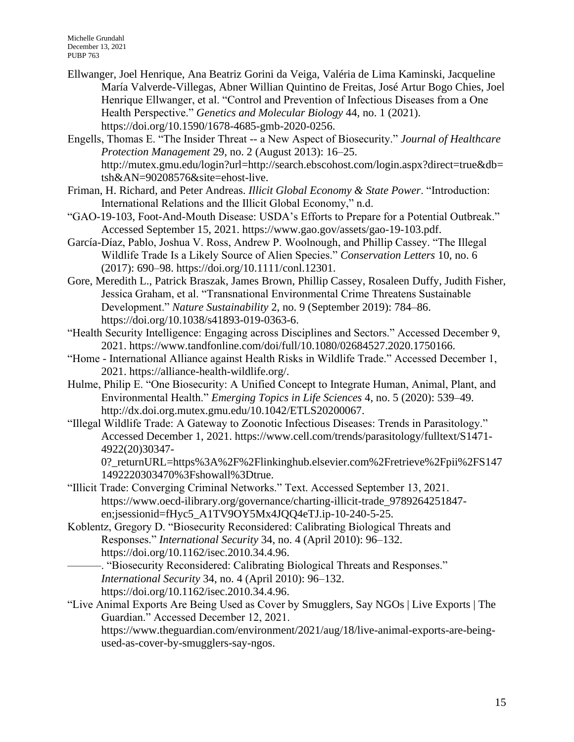Ellwanger, Joel Henrique, Ana Beatriz Gorini da Veiga, Valéria de Lima Kaminski, Jacqueline María Valverde-Villegas, Abner Willian Quintino de Freitas, José Artur Bogo Chies, Joel Henrique Ellwanger, et al. "Control and Prevention of Infectious Diseases from a One Health Perspective." *Genetics and Molecular Biology* 44, no. 1 (2021). https://doi.org/10.1590/1678-4685-gmb-2020-0256.

Engells, Thomas E. "The Insider Threat -- a New Aspect of Biosecurity." *Journal of Healthcare Protection Management* 29, no. 2 (August 2013): 16–25. http://mutex.gmu.edu/login?url=http://search.ebscohost.com/login.aspx?direct=true&db=tsh&AN=90208576&site=ehost-live.

Friman, H. Richard, and Peter Andreas. *Illicit Global Economy & State Power*. "Introduction: International Relations and the Illicit Global Economy," n.d.

"GAO-19-103, Foot-And-Mouth Disease: USDA's Efforts to Prepare for a Potential Outbreak." Accessed September 15, 2021. https://www.gao.gov/assets/gao-19-103.pdf.

García-Díaz, Pablo, Joshua V. Ross, Andrew P. Woolnough, and Phillip Cassey. "The Illegal Wildlife Trade Is a Likely Source of Alien Species." *Conservation Letters* 10, no. 6 (2017): 690–98. https://doi.org/10.1111/conl.12301.

Gore, Meredith L., Patrick Braszak, James Brown, Phillip Cassey, Rosaleen Duffy, Judith Fisher, Jessica Graham, et al. "Transnational Environmental Crime Threatens Sustainable Development." *Nature Sustainability* 2, no. 9 (September 2019): 784–86. https://doi.org/10.1038/s41893-019-0363-6.

"Health Security Intelligence: Engaging across Disciplines and Sectors." Accessed December 9, 2021. https://www.tandfonline.com/doi/full/10.1080/02684527.2020.1750166.

"Home - International Alliance against Health Risks in Wildlife Trade." Accessed December 1, 2021. https://alliance-health-wildlife.org/.

Hulme, Philip E. "One Biosecurity: A Unified Concept to Integrate Human, Animal, Plant, and Environmental Health." *Emerging Topics in Life Sciences* 4, no. 5 (2020): 539–49. http://dx.doi.org.mutex.gmu.edu/10.1042/ETLS20200067.

"Illegal Wildlife Trade: A Gateway to Zoonotic Infectious Diseases: Trends in Parasitology." Accessed December 1, 2021. https://www.cell.com/trends/parasitology/fulltext/S1471-4922(20)30347-0?_returnURL=https%3A%2F%2Flinkinghub.elsevier.com%2Fretrieve%2Fpii%2FS1471492220303470%3Fshowall%3Dtrue.

"Illicit Trade: Converging Criminal Networks." Text. Accessed September 13, 2021. https://www.oecd-ilibrary.org/governance/charting-illicit-trade_9789264251847-en;jsessionid=fHyc5_A1TV9OY5Mx4JQQ4eTJ.ip-10-240-5-25.

Koblentz, Gregory D. "Biosecurity Reconsidered: Calibrating Biological Threats and Responses." *International Security* 34, no. 4 (April 2010): 96–132. https://doi.org/10.1162/isec.2010.34.4.96.

———. "Biosecurity Reconsidered: Calibrating Biological Threats and Responses." *International Security* 34, no. 4 (April 2010): 96–132. https://doi.org/10.1162/isec.2010.34.4.96.

"Live Animal Exports Are Being Used as Cover by Smugglers, Say NGOs | Live Exports | The Guardian." Accessed December 12, 2021. https://www.theguardian.com/environment/2021/aug/18/live-animal-exports-are-being-used-as-cover-by-smugglers-say-ngos.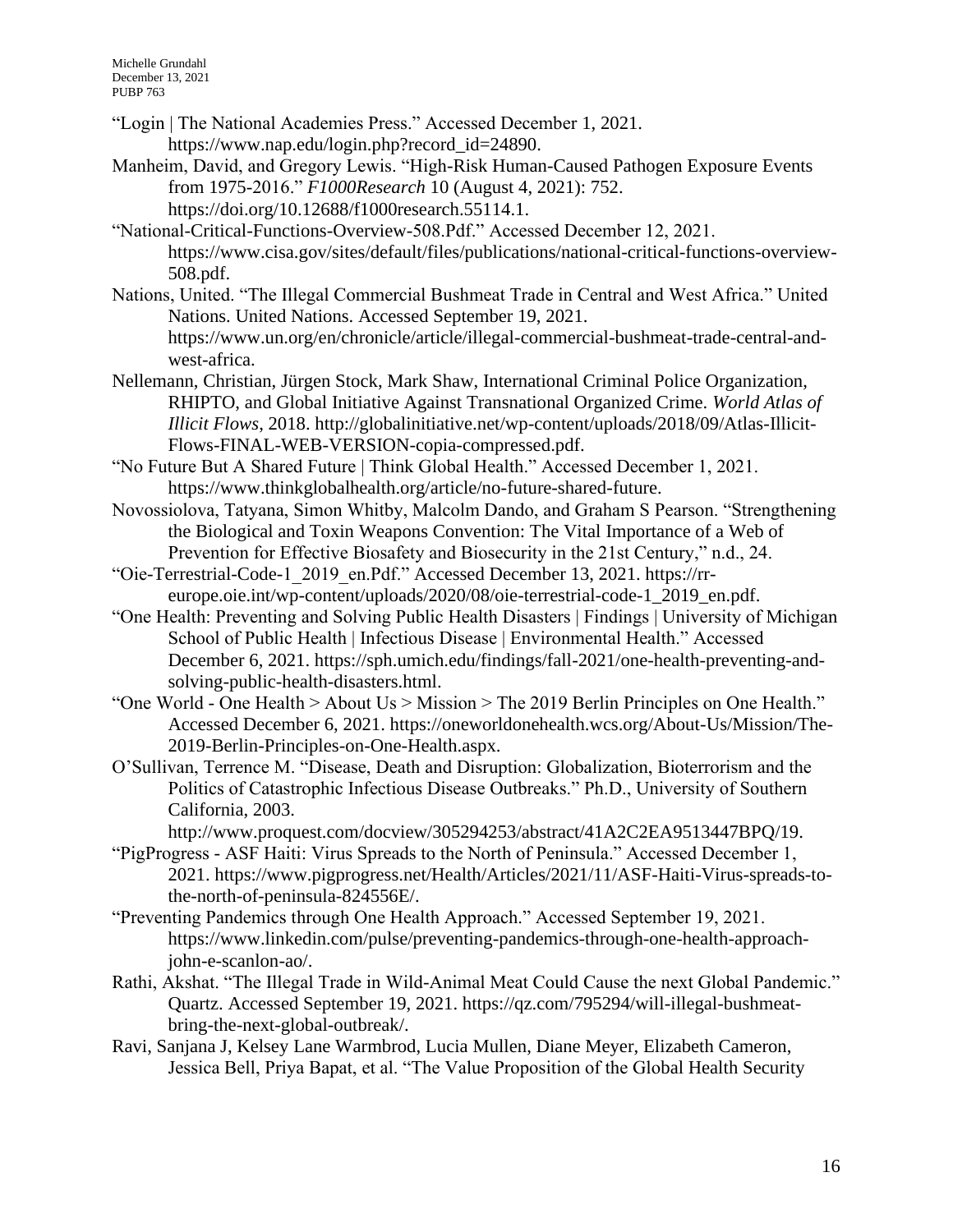"Login | The National Academies Press." Accessed December 1, 2021. https://www.nap.edu/login.php?record_id=24890.

Manheim, David, and Gregory Lewis. "High-Risk Human-Caused Pathogen Exposure Events from 1975-2016." *F1000Research* 10 (August 4, 2021): 752. https://doi.org/10.12688/f1000research.55114.1.

"National-Critical-Functions-Overview-508.Pdf." Accessed December 12, 2021. https://www.cisa.gov/sites/default/files/publications/national-critical-functions-overview-508.pdf.

Nations, United. "The Illegal Commercial Bushmeat Trade in Central and West Africa." United Nations. United Nations. Accessed September 19, 2021. https://www.un.org/en/chronicle/article/illegal-commercial-bushmeat-trade-central-and-west-africa.

Nellemann, Christian, Jürgen Stock, Mark Shaw, International Criminal Police Organization, RHIPTO, and Global Initiative Against Transnational Organized Crime. *World Atlas of Illicit Flows*, 2018. http://globalinitiative.net/wp-content/uploads/2018/09/Atlas-Illicit-Flows-FINAL-WEB-VERSION-copia-compressed.pdf.

"No Future But A Shared Future | Think Global Health." Accessed December 1, 2021. https://www.thinkglobalhealth.org/article/no-future-shared-future.

Novossiolova, Tatyana, Simon Whitby, Malcolm Dando, and Graham S Pearson. "Strengthening the Biological and Toxin Weapons Convention: The Vital Importance of a Web of Prevention for Effective Biosafety and Biosecurity in the 21st Century," n.d., 24.

"Oie-Terrestrial-Code-1_2019_en.Pdf." Accessed December 13, 2021. https://rr-europe.oie.int/wp-content/uploads/2020/08/oie-terrestrial-code-1_2019_en.pdf.

"One Health: Preventing and Solving Public Health Disasters | Findings | University of Michigan School of Public Health | Infectious Disease | Environmental Health." Accessed December 6, 2021. https://sph.umich.edu/findings/fall-2021/one-health-preventing-and-solving-public-health-disasters.html.

"One World - One Health > About Us > Mission > The 2019 Berlin Principles on One Health." Accessed December 6, 2021. https://oneworldonehealth.wcs.org/About-Us/Mission/The-2019-Berlin-Principles-on-One-Health.aspx.

O'Sullivan, Terrence M. "Disease, Death and Disruption: Globalization, Bioterrorism and the Politics of Catastrophic Infectious Disease Outbreaks." Ph.D., University of Southern California, 2003. http://www.proquest.com/docview/305294253/abstract/41A2C2EA9513447BPQ/19.

"PigProgress - ASF Haiti: Virus Spreads to the North of Peninsula." Accessed December 1, 2021. https://www.pigprogress.net/Health/Articles/2021/11/ASF-Haiti-Virus-spreads-to-the-north-of-peninsula-824556E/.

"Preventing Pandemics through One Health Approach." Accessed September 19, 2021. https://www.linkedin.com/pulse/preventing-pandemics-through-one-health-approach-john-e-scanlon-ao/.

Rathi, Akshat. "The Illegal Trade in Wild-Animal Meat Could Cause the next Global Pandemic." Quartz. Accessed September 19, 2021. https://qz.com/795294/will-illegal-bushmeat-bring-the-next-global-outbreak/.

Ravi, Sanjana J, Kelsey Lane Warmbrod, Lucia Mullen, Diane Meyer, Elizabeth Cameron, Jessica Bell, Priya Bapat, et al. "The Value Proposition of the Global Health Security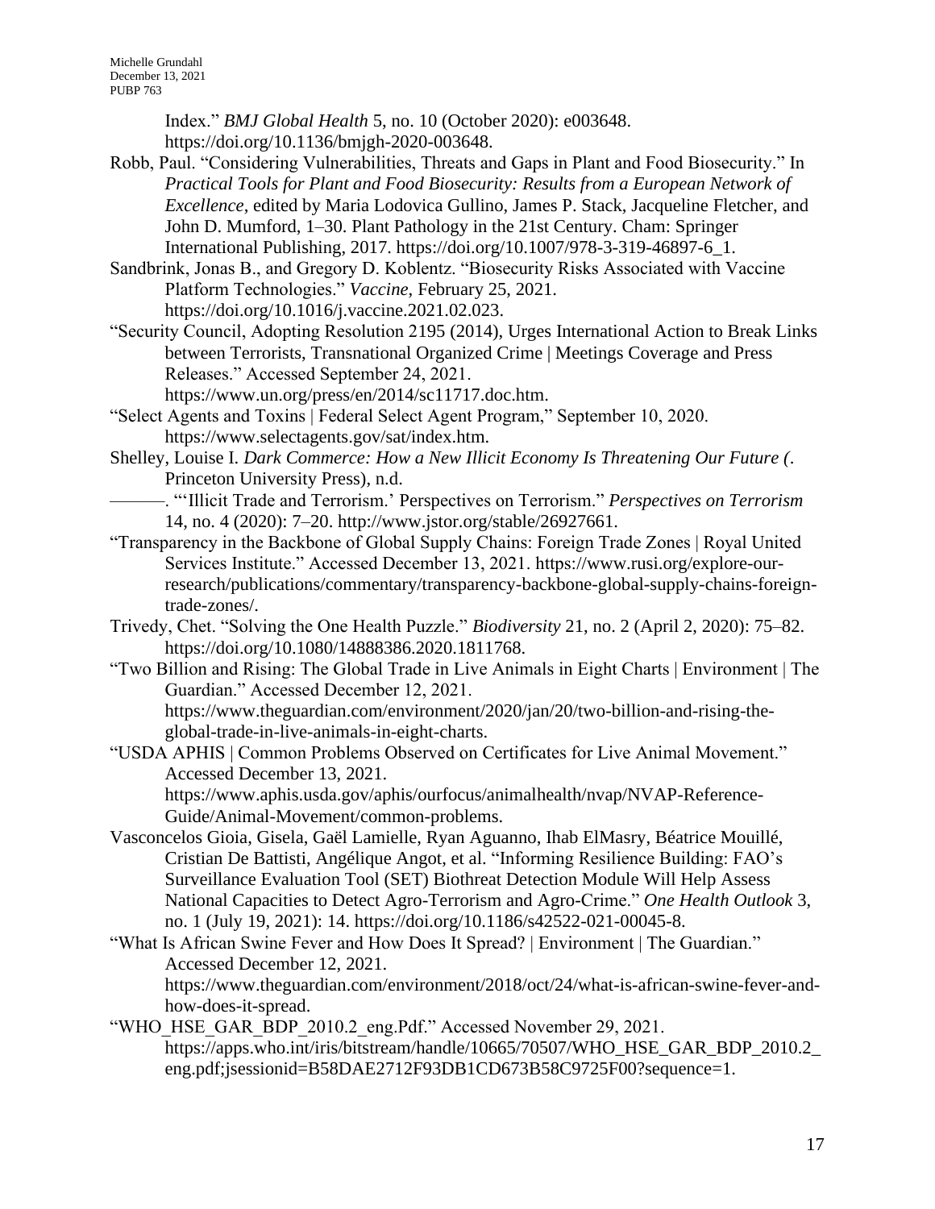Index." *BMJ Global Health* 5, no. 10 (October 2020): e003648. https://doi.org/10.1136/bmjgh-2020-003648.

Robb, Paul. "Considering Vulnerabilities, Threats and Gaps in Plant and Food Biosecurity." In *Practical Tools for Plant and Food Biosecurity: Results from a European Network of Excellence*, edited by Maria Lodovica Gullino, James P. Stack, Jacqueline Fletcher, and John D. Mumford, 1–30. Plant Pathology in the 21st Century. Cham: Springer International Publishing, 2017. https://doi.org/10.1007/978-3-319-46897-6_1.

Sandbrink, Jonas B., and Gregory D. Koblentz. "Biosecurity Risks Associated with Vaccine Platform Technologies." *Vaccine*, February 25, 2021. https://doi.org/10.1016/j.vaccine.2021.02.023.

"Security Council, Adopting Resolution 2195 (2014), Urges International Action to Break Links between Terrorists, Transnational Organized Crime | Meetings Coverage and Press Releases." Accessed September 24, 2021. https://www.un.org/press/en/2014/sc11717.doc.htm.

"Select Agents and Toxins | Federal Select Agent Program," September 10, 2020. https://www.selectagents.gov/sat/index.htm.

Shelley, Louise I. *Dark Commerce: How a New Illicit Economy Is Threatening Our Future (*. Princeton University Press), n.d.

———. "'Illicit Trade and Terrorism.' Perspectives on Terrorism." *Perspectives on Terrorism* 14, no. 4 (2020): 7–20. http://www.jstor.org/stable/26927661.

"Transparency in the Backbone of Global Supply Chains: Foreign Trade Zones | Royal United Services Institute." Accessed December 13, 2021. https://www.rusi.org/explore-our-research/publications/commentary/transparency-backbone-global-supply-chains-foreign-trade-zones/.

Trivedy, Chet. "Solving the One Health Puzzle." *Biodiversity* 21, no. 2 (April 2, 2020): 75–82. https://doi.org/10.1080/14888386.2020.1811768.

"Two Billion and Rising: The Global Trade in Live Animals in Eight Charts | Environment | The Guardian." Accessed December 12, 2021. https://www.theguardian.com/environment/2020/jan/20/two-billion-and-rising-the-global-trade-in-live-animals-in-eight-charts.

"USDA APHIS | Common Problems Observed on Certificates for Live Animal Movement." Accessed December 13, 2021. https://www.aphis.usda.gov/aphis/ourfocus/animalhealth/nvap/NVAP-Reference-Guide/Animal-Movement/common-problems.

Vasconcelos Gioia, Gisela, Gaël Lamielle, Ryan Aguanno, Ihab ElMasry, Béatrice Mouillé, Cristian De Battisti, Angélique Angot, et al. "Informing Resilience Building: FAO's Surveillance Evaluation Tool (SET) Biothreat Detection Module Will Help Assess National Capacities to Detect Agro-Terrorism and Agro-Crime." *One Health Outlook* 3, no. 1 (July 19, 2021): 14. https://doi.org/10.1186/s42522-021-00045-8.

"What Is African Swine Fever and How Does It Spread? | Environment | The Guardian." Accessed December 12, 2021. https://www.theguardian.com/environment/2018/oct/24/what-is-african-swine-fever-and-how-does-it-spread.

"WHO_HSE_GAR_BDP_2010.2_eng.Pdf." Accessed November 29, 2021. https://apps.who.int/iris/bitstream/handle/10665/70507/WHO_HSE_GAR_BDP_2010.2_eng.pdf;jsessionid=B58DAE2712F93DB1CD673B58C9725F00?sequence=1.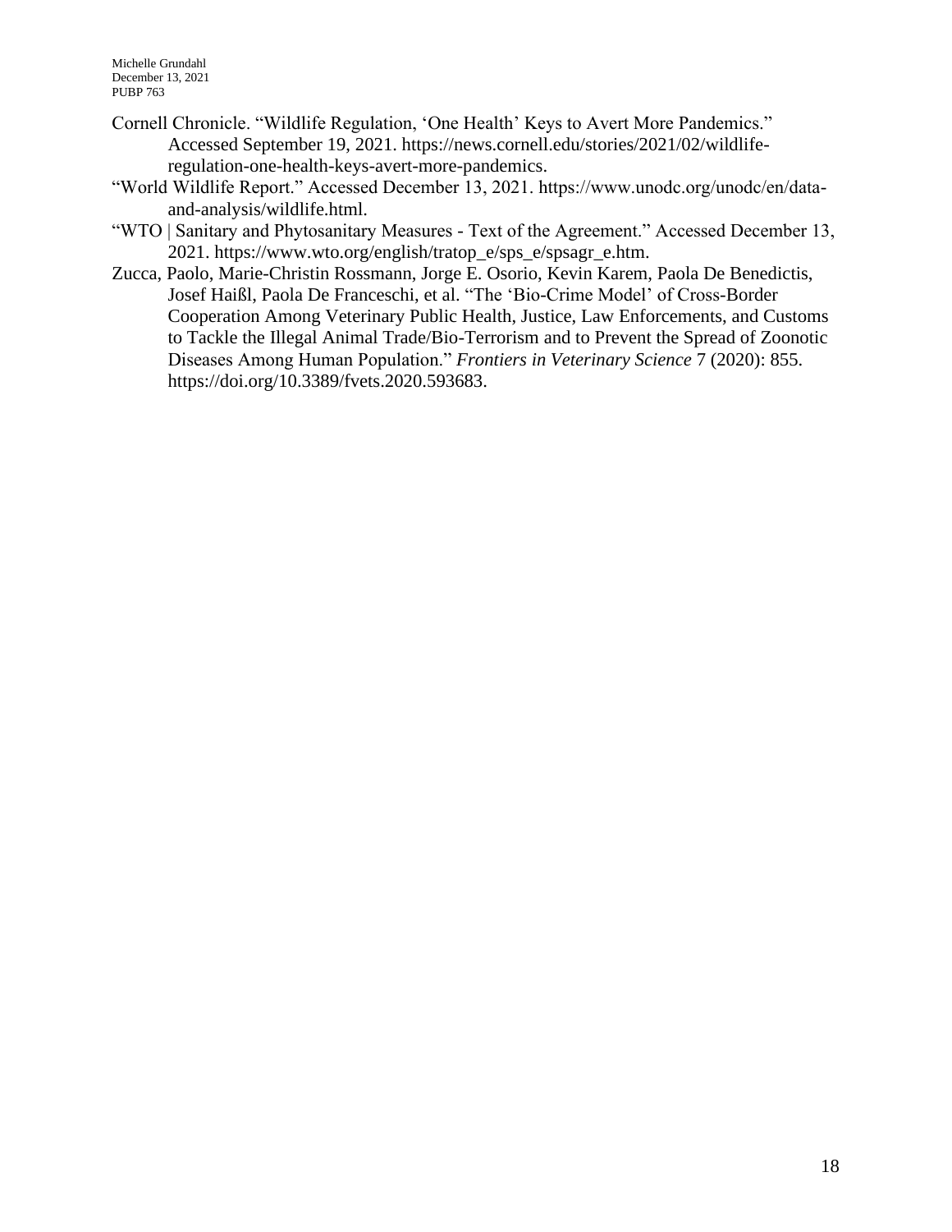Cornell Chronicle. "Wildlife Regulation, 'One Health' Keys to Avert More Pandemics." Accessed September 19, 2021. https://news.cornell.edu/stories/2021/02/wildlife-regulation-one-health-keys-avert-more-pandemics.

"World Wildlife Report." Accessed December 13, 2021. https://www.unodc.org/unodc/en/data-and-analysis/wildlife.html.

"WTO | Sanitary and Phytosanitary Measures - Text of the Agreement." Accessed December 13, 2021. https://www.wto.org/english/tratop_e/sps_e/spsagr_e.htm.

Zucca, Paolo, Marie-Christin Rossmann, Jorge E. Osorio, Kevin Karem, Paola De Benedictis, Josef Haißl, Paola De Franceschi, et al. "The 'Bio-Crime Model' of Cross-Border Cooperation Among Veterinary Public Health, Justice, Law Enforcements, and Customs to Tackle the Illegal Animal Trade/Bio-Terrorism and to Prevent the Spread of Zoonotic Diseases Among Human Population." *Frontiers in Veterinary Science* 7 (2020): 855. https://doi.org/10.3389/fvets.2020.593683.